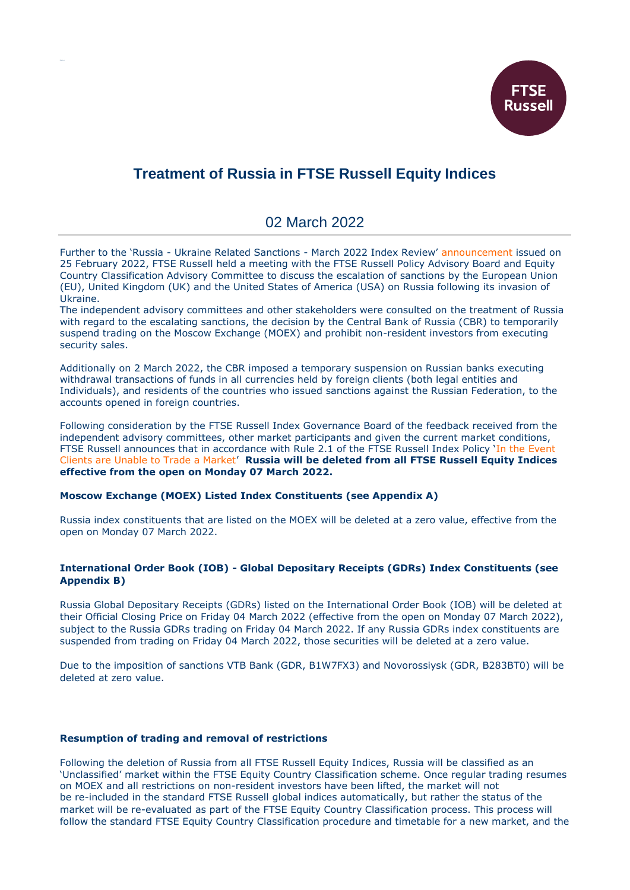# Treatment of Russia in FTSE Russell Equity Indices

## 02 March 2022

Further to the 'Russia - Ukraine Related Sanctions - March 2022 Index Review' announcement issued on 25 February 2022, FTSE Russell held a meeting with the FTSE Russell Policy Advisory Board and Equity Country Classification Advisory Committee to discuss the escalation of sanctions by the European Union (EU), United Kingdom (UK) and the United States of America (USA) on Russia following its invasion of Ukraine.
The independent advisory committees and other stakeholders were consulted on the treatment of Russia with regard to the escalating sanctions, the decision by the Central Bank of Russia (CBR) to temporarily suspend trading on the Moscow Exchange (MOEX) and prohibit non-resident investors from executing security sales.

Additionally on 2 March 2022, the CBR imposed a temporary suspension on Russian banks executing withdrawal transactions of funds in all currencies held by foreign clients (both legal entities and Individuals), and residents of the countries who issued sanctions against the Russian Federation, to the accounts opened in foreign countries.

Following consideration by the FTSE Russell Index Governance Board of the feedback received from the independent advisory committees, other market participants and given the current market conditions, FTSE Russell announces that in accordance with Rule 2.1 of the FTSE Russell Index Policy 'In the Event Clients are Unable to Trade a Market' **Russia will be deleted from all FTSE Russell Equity Indices effective from the open on Monday 07 March 2022.**

**Moscow Exchange (MOEX) Listed Index Constituents (see Appendix A)**

Russia index constituents that are listed on the MOEX will be deleted at a zero value, effective from the open on Monday 07 March 2022.

**International Order Book (IOB) - Global Depositary Receipts (GDRs) Index Constituents (see Appendix B)**

Russia Global Depositary Receipts (GDRs) listed on the International Order Book (IOB) will be deleted at their Official Closing Price on Friday 04 March 2022 (effective from the open on Monday 07 March 2022), subject to the Russia GDRs trading on Friday 04 March 2022. If any Russia GDRs index constituents are suspended from trading on Friday 04 March 2022, those securities will be deleted at a zero value.

Due to the imposition of sanctions VTB Bank (GDR, B1W7FX3) and Novorossiysk (GDR, B283BT0) will be deleted at zero value.

**Resumption of trading and removal of restrictions**

Following the deletion of Russia from all FTSE Russell Equity Indices, Russia will be classified as an 'Unclassified' market within the FTSE Equity Country Classification scheme. Once regular trading resumes on MOEX and all restrictions on non-resident investors have been lifted, the market will not be re-included in the standard FTSE Russell global indices automatically, but rather the status of the market will be re-evaluated as part of the FTSE Equity Country Classification process. This process will follow the standard FTSE Equity Country Classification procedure and timetable for a new market, and the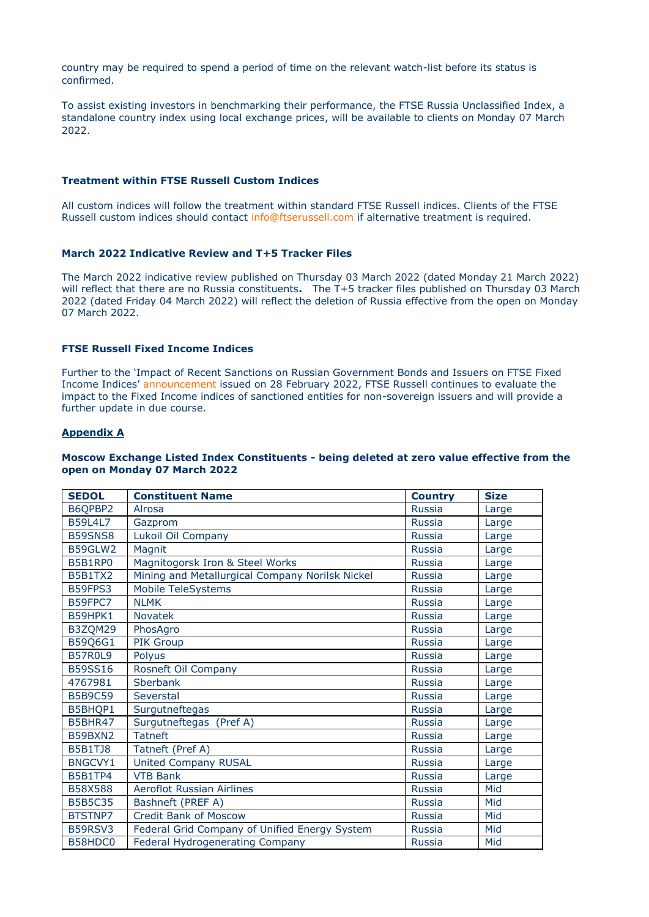country may be required to spend a period of time on the relevant watch-list before its status is confirmed.

To assist existing investors in benchmarking their performance, the FTSE Russia Unclassified Index, a standalone country index using local exchange prices, will be available to clients on Monday 07 March 2022.

### Treatment within FTSE Russell Custom Indices

All custom indices will follow the treatment within standard FTSE Russell indices. Clients of the FTSE Russell custom indices should contact info@ftserussell.com if alternative treatment is required.

### March 2022 Indicative Review and T+5 Tracker Files

The March 2022 indicative review published on Thursday 03 March 2022 (dated Monday 21 March 2022) will reflect that there are no Russia constituents**.** The T+5 tracker files published on Thursday 03 March 2022 (dated Friday 04 March 2022) will reflect the deletion of Russia effective from the open on Monday 07 March 2022.

### FTSE Russell Fixed Income Indices

Further to the 'Impact of Recent Sanctions on Russian Government Bonds and Issuers on FTSE Fixed Income Indices' announcement issued on 28 February 2022, FTSE Russell continues to evaluate the impact to the Fixed Income indices of sanctioned entities for non-sovereign issuers and will provide a further update in due course.

### Appendix A

**Moscow Exchange Listed Index Constituents - being deleted at zero value effective from the open on Monday 07 March 2022**

| SEDOL | Constituent Name | Country | Size |
|---|---|---|---|
| B6QPBP2 | Alrosa | Russia | Large |
| B59L4L7 | Gazprom | Russia | Large |
| B59SNS8 | Lukoil Oil Company | Russia | Large |
| B59GLW2 | Magnit | Russia | Large |
| B5B1RP0 | Magnitogorsk Iron & Steel Works | Russia | Large |
| B5B1TX2 | Mining and Metallurgical Company Norilsk Nickel | Russia | Large |
| B59FPS3 | Mobile TeleSystems | Russia | Large |
| B59FPC7 | NLMK | Russia | Large |
| B59HPK1 | Novatek | Russia | Large |
| B3ZQM29 | PhosAgro | Russia | Large |
| B59Q6G1 | PIK Group | Russia | Large |
| B57R0L9 | Polyus | Russia | Large |
| B59SS16 | Rosneft Oil Company | Russia | Large |
| 4767981 | Sberbank | Russia | Large |
| B5B9C59 | Severstal | Russia | Large |
| B5BHQP1 | Surgutneftegas | Russia | Large |
| B5BHR47 | Surgutneftegas (Pref A) | Russia | Large |
| B59BXN2 | Tatneft | Russia | Large |
| B5B1TJ8 | Tatneft (Pref A) | Russia | Large |
| BNGCVY1 | United Company RUSAL | Russia | Large |
| B5B1TP4 | VTB Bank | Russia | Large |
| B58X588 | Aeroflot Russian Airlines | Russia | Mid |
| B5B5C35 | Bashneft (PREF A) | Russia | Mid |
| BTSTNP7 | Credit Bank of Moscow | Russia | Mid |
| B59RSV3 | Federal Grid Company of Unified Energy System | Russia | Mid |
| B58HDC0 | Federal Hydrogenerating Company | Russia | Mid |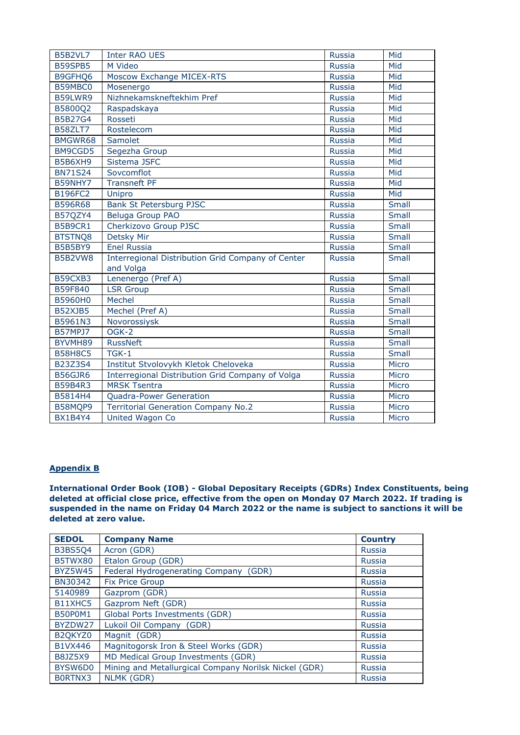| | | | |
|---|---|---|---|
| B5B2VL7 | Inter RAO UES | Russia | Mid |
| B59SPB5 | M Video | Russia | Mid |
| B9GFHQ6 | Moscow Exchange MICEX-RTS | Russia | Mid |
| B59MBC0 | Mosenergo | Russia | Mid |
| B59LWR9 | Nizhnekamskneftekhim Pref | Russia | Mid |
| B5800Q2 | Raspadskaya | Russia | Mid |
| B5B27G4 | Rosseti | Russia | Mid |
| B58ZLT7 | Rostelecom | Russia | Mid |
| BMGWR68 | Samolet | Russia | Mid |
| BM9CGD5 | Segezha Group | Russia | Mid |
| B5B6XH9 | Sistema JSFC | Russia | Mid |
| BN71S24 | Sovcomflot | Russia | Mid |
| B59NHY7 | Transneft PF | Russia | Mid |
| B196FC2 | Unipro | Russia | Mid |
| B596R68 | Bank St Petersburg PJSC | Russia | Small |
| B57QZY4 | Beluga Group PAO | Russia | Small |
| B5B9CR1 | Cherkizovo Group PJSC | Russia | Small |
| BTSTNQ8 | Detsky Mir | Russia | Small |
| B5B5BY9 | Enel Russia | Russia | Small |
| B5B2VW8 | Interregional Distribution Grid Company of Center and Volga | Russia | Small |
| B59CXB3 | Lenenergo (Pref A) | Russia | Small |
| B59F840 | LSR Group | Russia | Small |
| B5960H0 | Mechel | Russia | Small |
| B52XJB5 | Mechel (Pref A) | Russia | Small |
| B5961N3 | Novorossiysk | Russia | Small |
| B57MPJ7 | OGK-2 | Russia | Small |
| BYVMH89 | RussNeft | Russia | Small |
| B58H8C5 | TGK-1 | Russia | Small |
| B23Z3S4 | Institut Stvolovykh Kletok Cheloveka | Russia | Micro |
| B56GJR6 | Interregional Distribution Grid Company of Volga | Russia | Micro |
| B59B4R3 | MRSK Tsentra | Russia | Micro |
| B5814H4 | Quadra-Power Generation | Russia | Micro |
| B58MQP9 | Territorial Generation Company No.2 | Russia | Micro |
| BX1B4Y4 | United Wagon Co | Russia | Micro |

**Appendix B**

**International Order Book (IOB) - Global Depositary Receipts (GDRs) Index Constituents, being deleted at official close price, effective from the open on Monday 07 March 2022. If trading is suspended in the name on Friday 04 March 2022 or the name is subject to sanctions it will be deleted at zero value.**

| SEDOL | Company Name | Country |
|---|---|---|
| B3BS5Q4 | Acron (GDR) | Russia |
| B5TWX80 | Etalon Group (GDR) | Russia |
| BYZ5W45 | Federal Hydrogenerating Company (GDR) | Russia |
| BN30342 | Fix Price Group | Russia |
| 5140989 | Gazprom (GDR) | Russia |
| B11XHC5 | Gazprom Neft (GDR) | Russia |
| B50P0M1 | Global Ports Investments (GDR) | Russia |
| BYZDW27 | Lukoil Oil Company (GDR) | Russia |
| B2QKYZ0 | Magnit (GDR) | Russia |
| B1VX446 | Magnitogorsk Iron & Steel Works (GDR) | Russia |
| B8JZ5X9 | MD Medical Group Investments (GDR) | Russia |
| BYSW6D0 | Mining and Metallurgical Company Norilsk Nickel (GDR) | Russia |
| B0RTNX3 | NLMK (GDR) | Russia |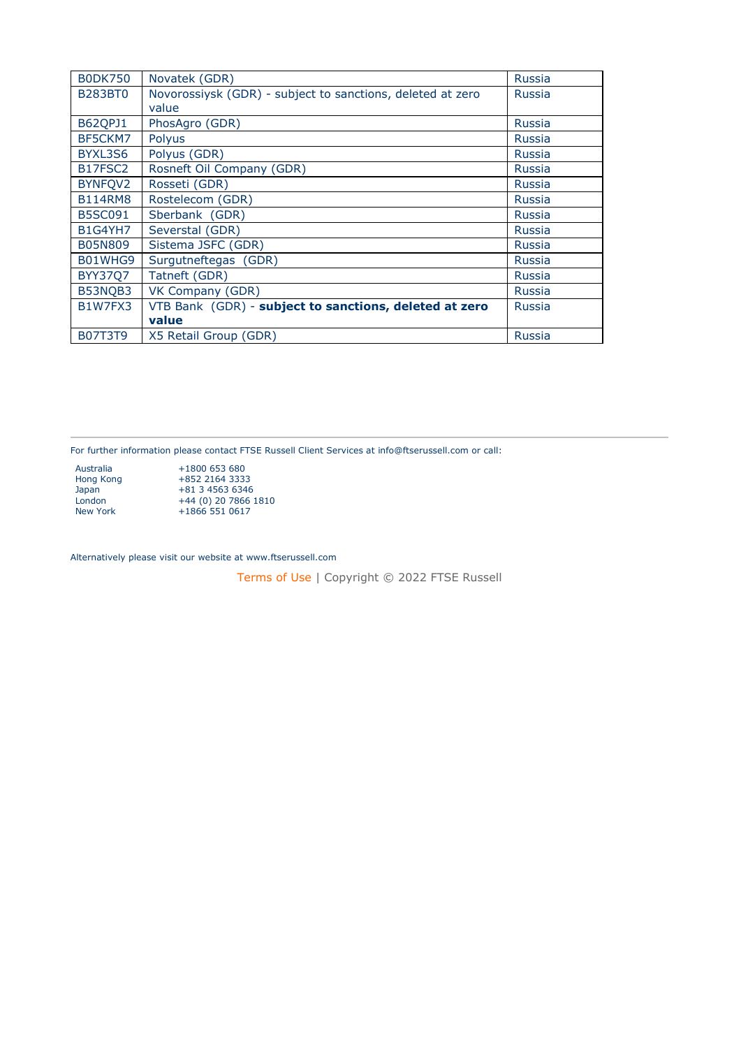| | | |
|---|---|---|
| B0DK750 | Novatek (GDR) | Russia |
| B283BT0 | Novorossiysk (GDR) - subject to sanctions, deleted at zero value | Russia |
| B62QPJ1 | PhosAgro (GDR) | Russia |
| BF5CKM7 | Polyus | Russia |
| BYXL3S6 | Polyus (GDR) | Russia |
| B17FSC2 | Rosneft Oil Company (GDR) | Russia |
| BYNFQV2 | Rosseti (GDR) | Russia |
| B114RM8 | Rostelecom (GDR) | Russia |
| B5SC091 | Sberbank (GDR) | Russia |
| B1G4YH7 | Severstal (GDR) | Russia |
| B05N809 | Sistema JSFC (GDR) | Russia |
| B01WHG9 | Surgutneftegas (GDR) | Russia |
| BYY37Q7 | Tatneft (GDR) | Russia |
| B53NQB3 | VK Company (GDR) | Russia |
| B1W7FX3 | VTB Bank (GDR) - **subject to sanctions, deleted at zero value** | Russia |
| B07T3T9 | X5 Retail Group (GDR) | Russia |

For further information please contact FTSE Russell Client Services at info@ftserussell.com or call:

| | |
|---|---|
| Australia | +1800 653 680 |
| Hong Kong | +852 2164 3333 |
| Japan | +81 3 4563 6346 |
| London | +44 (0) 20 7866 1810 |
| New York | +1866 551 0617 |

Alternatively please visit our website at www.ftserussell.com

Terms of Use | Copyright © 2022 FTSE Russell